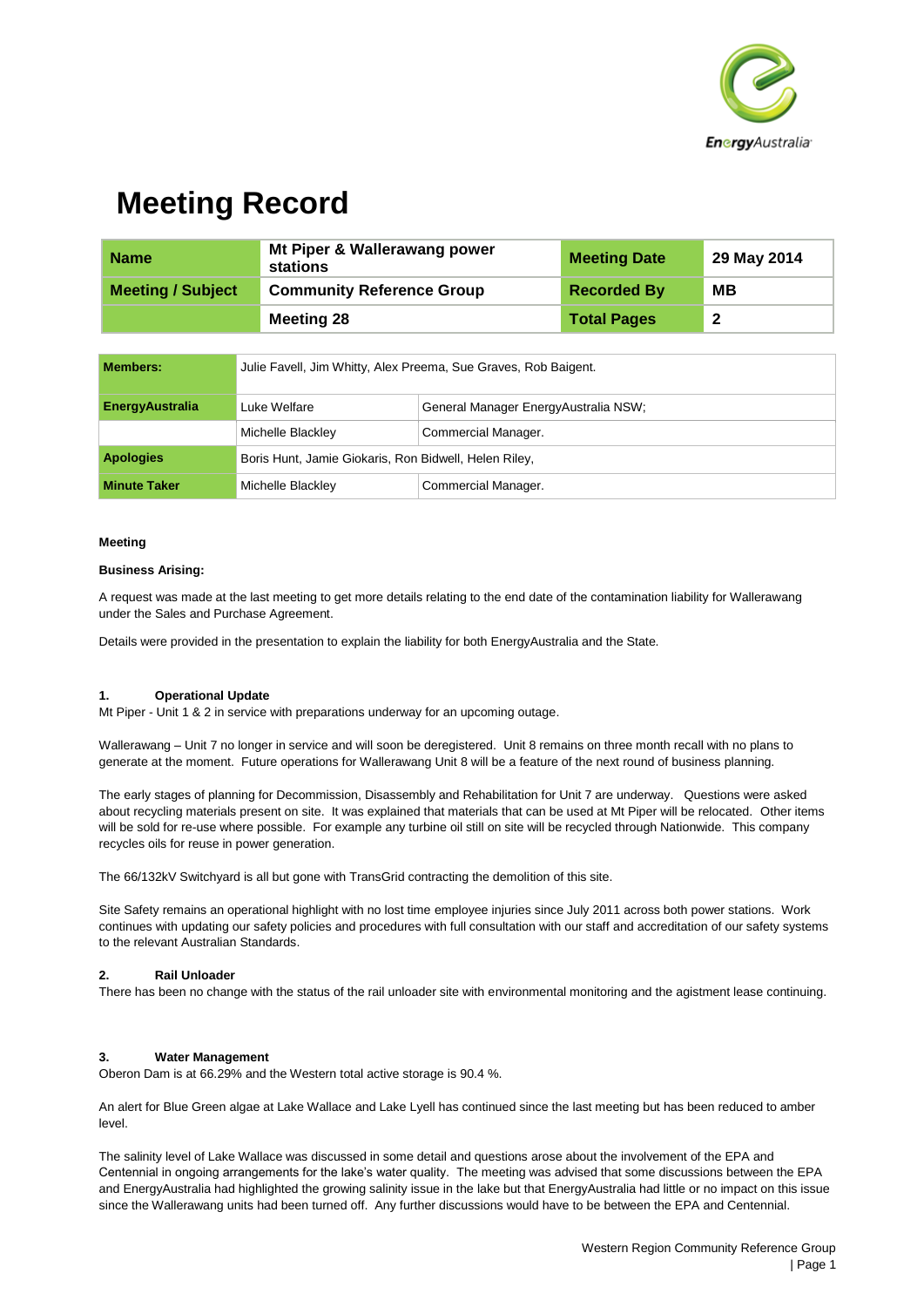# Meeting Record

| Name | Mt Piper & Wallerawang power stations | Meeting Date | 29 May 2014 |
|---|---|---|---|
| Meeting / Subject | Community Reference Group | Recorded By | MB |
| | Meeting 28 | Total Pages | 2 |

| Members: | Julie Favell, Jim Whitty, Alex Preema, Sue Graves, Rob Baigent. | |
|---|---|---|
| EnergyAustralia | Luke Welfare | General Manager EnergyAustralia NSW; |
| | Michelle Blackley | Commercial Manager. |
| Apologies | Boris Hunt, Jamie Giokaris, Ron Bidwell, Helen Riley, | |
| Minute Taker | Michelle Blackley | Commercial Manager. |

**Meeting**

**Business Arising:**

A request was made at the last meeting to get more details relating to the end date of the contamination liability for Wallerawang under the Sales and Purchase Agreement.

Details were provided in the presentation to explain the liability for both EnergyAustralia and the State.

**1. Operational Update**

Mt Piper - Unit 1 & 2 in service with preparations underway for an upcoming outage.

Wallerawang – Unit 7 no longer in service and will soon be deregistered. Unit 8 remains on three month recall with no plans to generate at the moment. Future operations for Wallerawang Unit 8 will be a feature of the next round of business planning.

The early stages of planning for Decommission, Disassembly and Rehabilitation for Unit 7 are underway. Questions were asked about recycling materials present on site. It was explained that materials that can be used at Mt Piper will be relocated. Other items will be sold for re-use where possible. For example any turbine oil still on site will be recycled through Nationwide. This company recycles oils for reuse in power generation.

The 66/132kV Switchyard is all but gone with TransGrid contracting the demolition of this site.

Site Safety remains an operational highlight with no lost time employee injuries since July 2011 across both power stations. Work continues with updating our safety policies and procedures with full consultation with our staff and accreditation of our safety systems to the relevant Australian Standards.

**2. Rail Unloader**

There has been no change with the status of the rail unloader site with environmental monitoring and the agistment lease continuing.

**3. Water Management**

Oberon Dam is at 66.29% and the Western total active storage is 90.4 %.

An alert for Blue Green algae at Lake Wallace and Lake Lyell has continued since the last meeting but has been reduced to amber level.

The salinity level of Lake Wallace was discussed in some detail and questions arose about the involvement of the EPA and Centennial in ongoing arrangements for the lake's water quality. The meeting was advised that some discussions between the EPA and EnergyAustralia had highlighted the growing salinity issue in the lake but that EnergyAustralia had little or no impact on this issue since the Wallerawang units had been turned off. Any further discussions would have to be between the EPA and Centennial.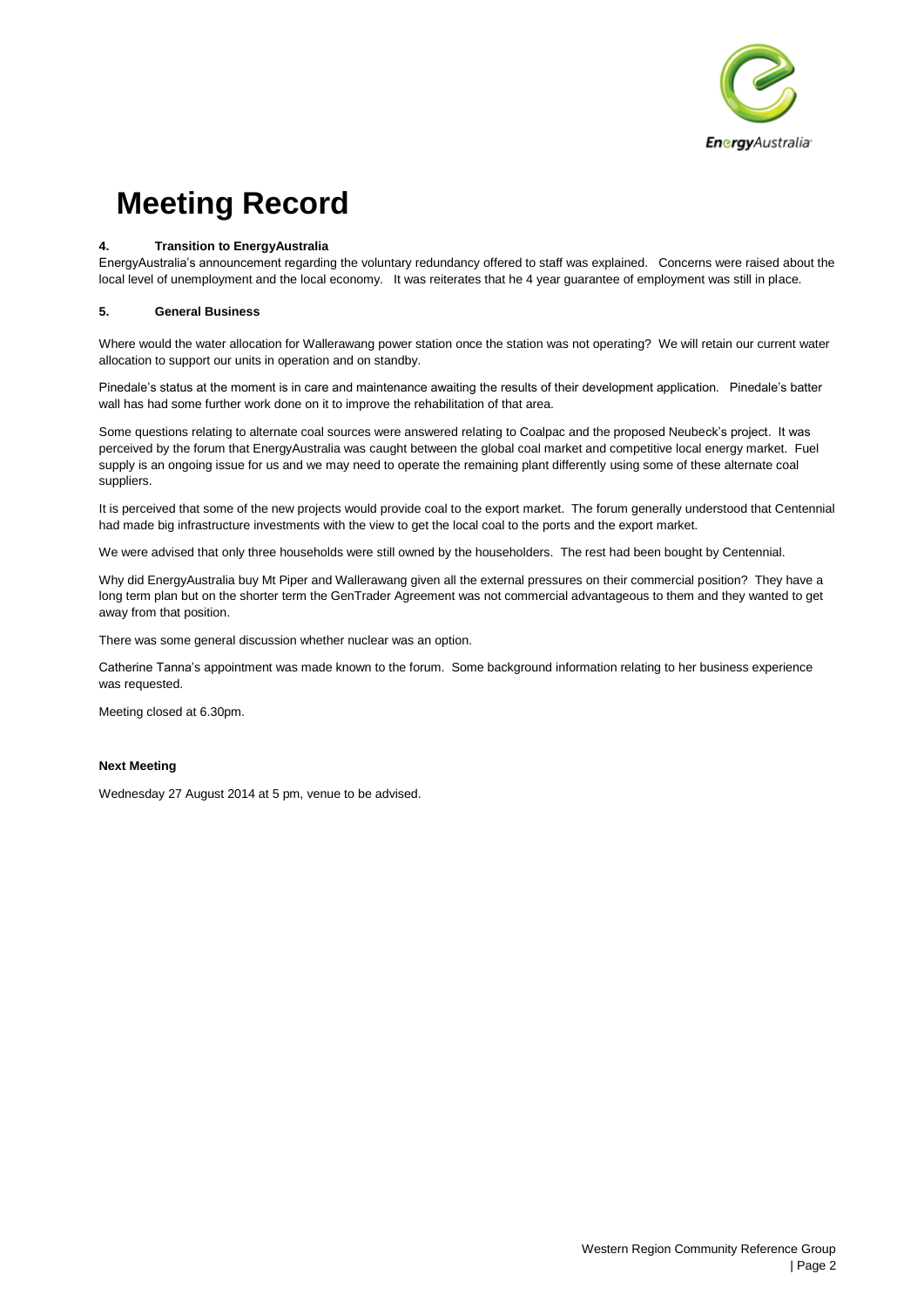# Meeting Record

**4. Transition to EnergyAustralia**

EnergyAustralia's announcement regarding the voluntary redundancy offered to staff was explained. Concerns were raised about the local level of unemployment and the local economy. It was reiterates that he 4 year guarantee of employment was still in place.

**5. General Business**

Where would the water allocation for Wallerawang power station once the station was not operating? We will retain our current water allocation to support our units in operation and on standby.

Pinedale's status at the moment is in care and maintenance awaiting the results of their development application. Pinedale's batter wall has had some further work done on it to improve the rehabilitation of that area.

Some questions relating to alternate coal sources were answered relating to Coalpac and the proposed Neubeck's project. It was perceived by the forum that EnergyAustralia was caught between the global coal market and competitive local energy market. Fuel supply is an ongoing issue for us and we may need to operate the remaining plant differently using some of these alternate coal suppliers.

It is perceived that some of the new projects would provide coal to the export market. The forum generally understood that Centennial had made big infrastructure investments with the view to get the local coal to the ports and the export market.

We were advised that only three households were still owned by the householders. The rest had been bought by Centennial.

Why did EnergyAustralia buy Mt Piper and Wallerawang given all the external pressures on their commercial position? They have a long term plan but on the shorter term the GenTrader Agreement was not commercial advantageous to them and they wanted to get away from that position.

There was some general discussion whether nuclear was an option.

Catherine Tanna's appointment was made known to the forum. Some background information relating to her business experience was requested.

Meeting closed at 6.30pm.

**Next Meeting**

Wednesday 27 August 2014 at 5 pm, venue to be advised.